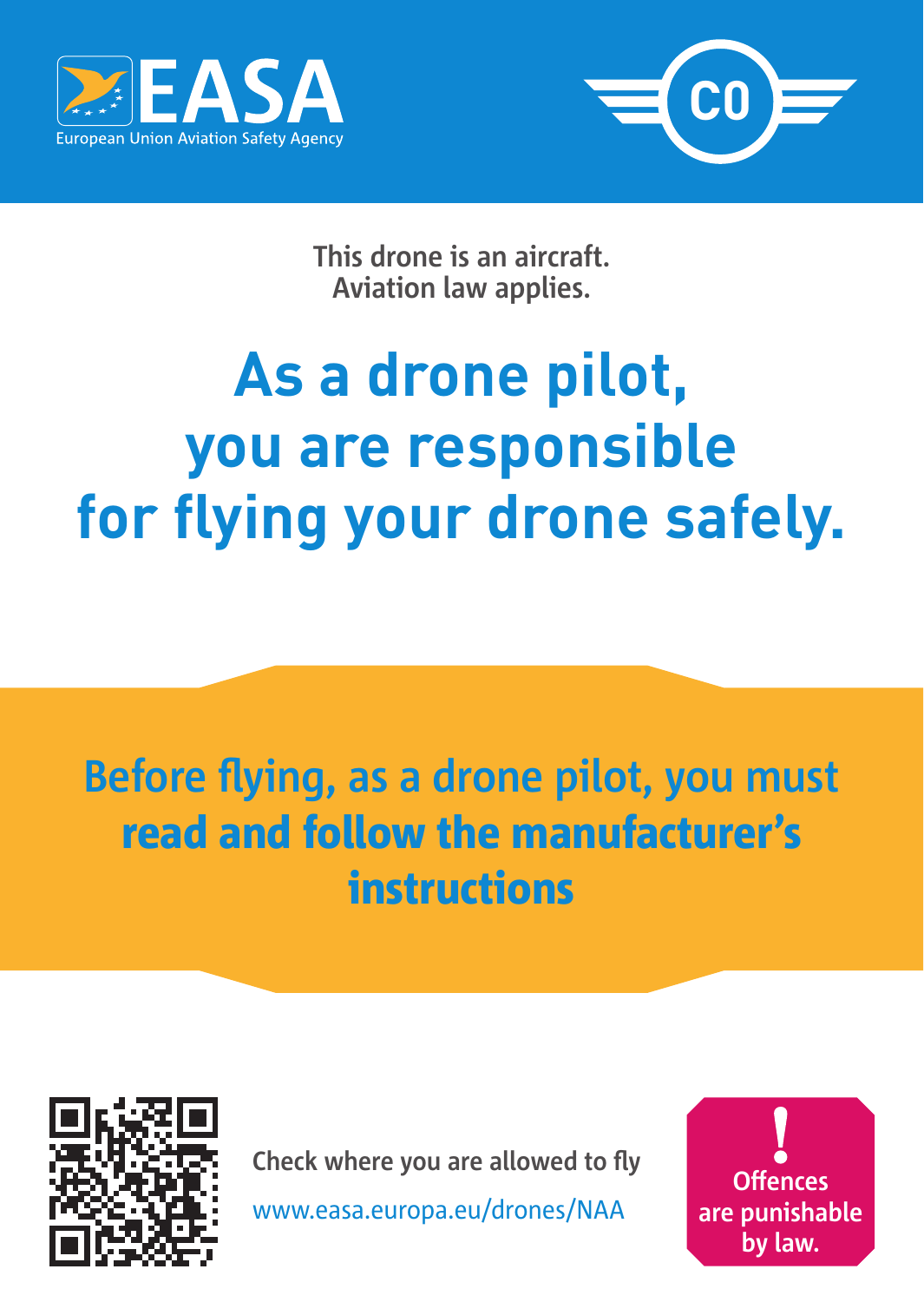EASA

European Union Aviation Safety Agency

C0

This drone is an aircraft.
Aviation law applies.

# As a drone pilot, you are responsible for flying your drone safely.

## Before flying, as a drone pilot, you must **read and follow the manufacturer's instructions**

Check where you are allowed to fly

www.easa.europa.eu/drones/NAA

**!**
**Offences are punishable by law.**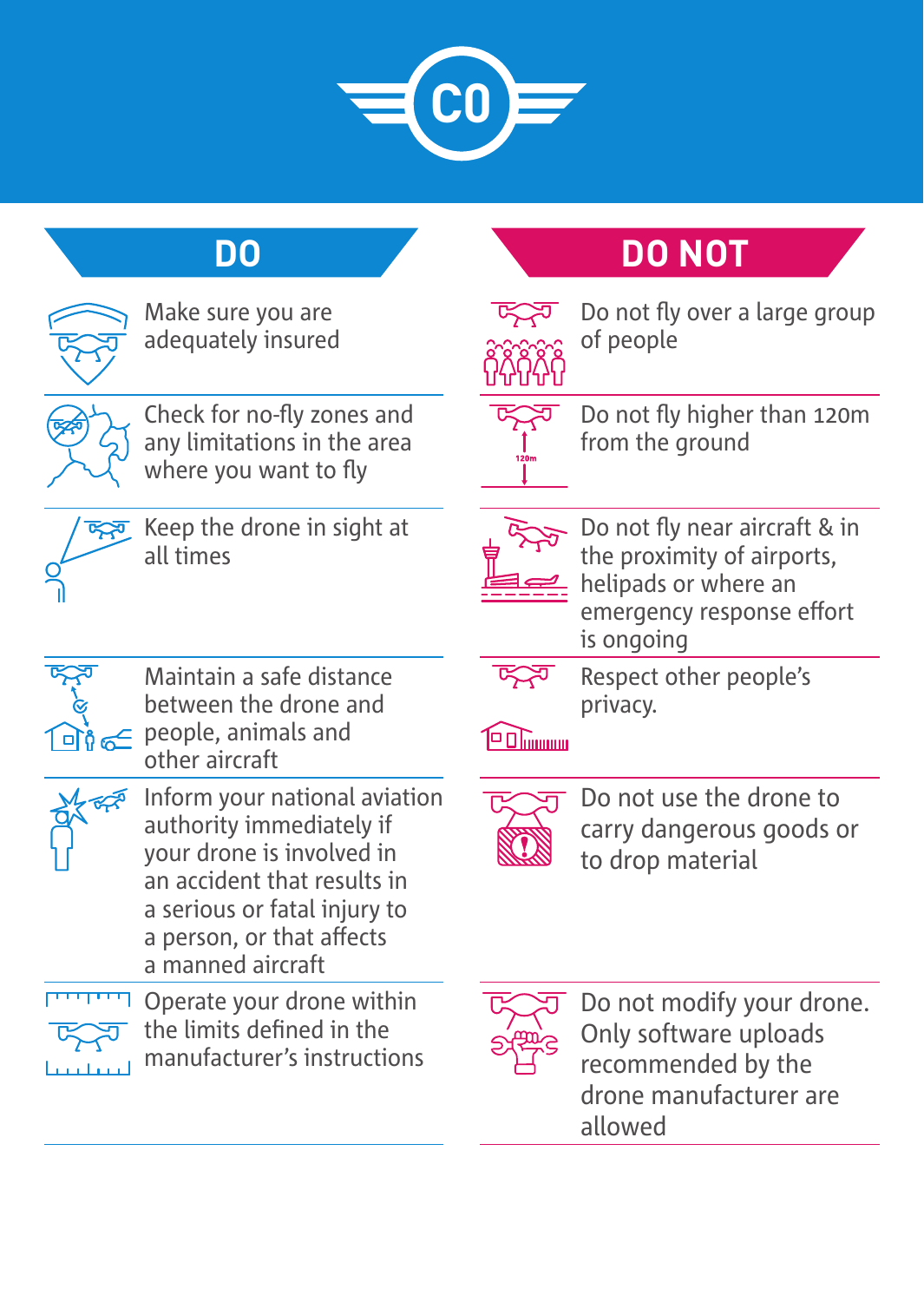CO

## DO

- Make sure you are adequately insured
- Check for no-fly zones and any limitations in the area where you want to fly
- Keep the drone in sight at all times
- Maintain a safe distance between the drone and people, animals and other aircraft
- Inform your national aviation authority immediately if your drone is involved in an accident that results in a serious or fatal injury to a person, or that affects a manned aircraft
- Operate your drone within the limits defined in the manufacturer's instructions

## DO NOT

- Do not fly over a large group of people
- Do not fly higher than 120m from the ground
- Do not fly near aircraft & in the proximity of airports, helipads or where an emergency response effort is ongoing
- Respect other people's privacy.
- Do not use the drone to carry dangerous goods or to drop material
- Do not modify your drone. Only software uploads recommended by the drone manufacturer are allowed